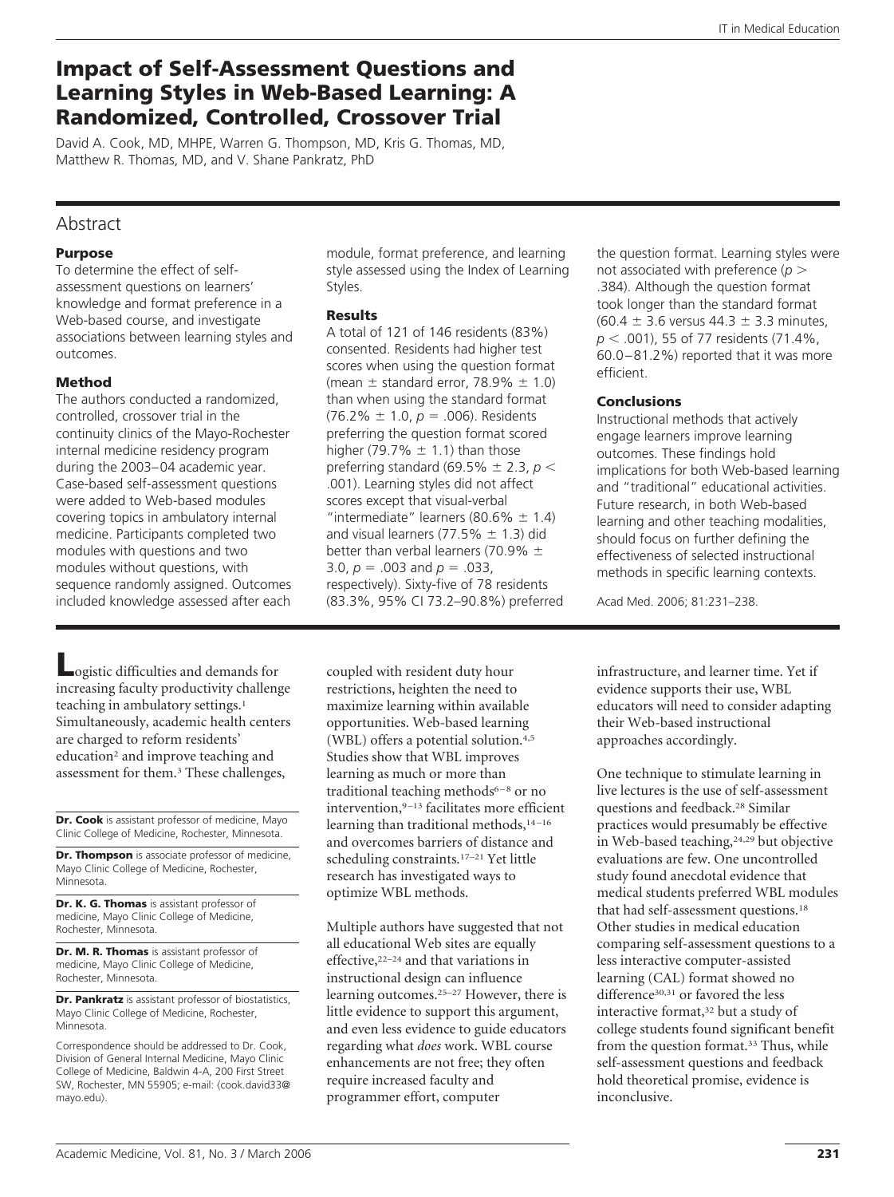# Impact of Self-Assessment Questions and Learning Styles in Web-Based Learning: A Randomized, Controlled, Crossover Trial

David A. Cook, MD, MHPE, Warren G. Thompson, MD, Kris G. Thomas, MD, Matthew R. Thomas, MD, and V. Shane Pankratz, PhD

## Abstract

### Purpose

To determine the effect of self-assessment questions on learners' knowledge and format preference in a Web-based course, and investigate associations between learning styles and outcomes.

### Method

The authors conducted a randomized, controlled, crossover trial in the continuity clinics of the Mayo-Rochester internal medicine residency program during the 2003–04 academic year. Case-based self-assessment questions were added to Web-based modules covering topics in ambulatory internal medicine. Participants completed two modules with questions and two modules without questions, with sequence randomly assigned. Outcomes included knowledge assessed after each module, format preference, and learning style assessed using the Index of Learning Styles.

### Results

A total of 121 of 146 residents (83%) consented. Residents had higher test scores when using the question format (mean ± standard error, 78.9% ± 1.0) than when using the standard format (76.2% ± 1.0, $p = .006$). Residents preferring the question format scored higher (79.7% ± 1.1) than those preferring standard (69.5% ± 2.3, $p < .001$). Learning styles did not affect scores except that visual-verbal "intermediate" learners (80.6% ± 1.4) and visual learners (77.5% ± 1.3) did better than verbal learners (70.9% ± 3.0, $p = .003$ and $p = .033$, respectively). Sixty-five of 78 residents (83.3%, 95% CI 73.2–90.8%) preferred the question format. Learning styles were not associated with preference ($p > .384$). Although the question format took longer than the standard format (60.4 ± 3.6 versus 44.3 ± 3.3 minutes, $p < .001$), 55 of 77 residents (71.4%, 60.0–81.2%) reported that it was more efficient.

### Conclusions

Instructional methods that actively engage learners improve learning outcomes. These findings hold implications for both Web-based learning and "traditional" educational activities. Future research, in both Web-based learning and other teaching modalities, should focus on further defining the effectiveness of selected instructional methods in specific learning contexts.

Acad Med. 2006; 81:231–238.

---

Logistic difficulties and demands for increasing faculty productivity challenge teaching in ambulatory settings.[1] Simultaneously, academic health centers are charged to reform residents' education[2] and improve teaching and assessment for them.[3] These challenges, coupled with resident duty hour restrictions, heighten the need to maximize learning within available opportunities. Web-based learning (WBL) offers a potential solution.[4,5] Studies show that WBL improves learning as much or more than traditional teaching methods[6–8] or no intervention,[9–13] facilitates more efficient learning than traditional methods,[14–16] and overcomes barriers of distance and scheduling constraints.[17–21] Yet little research has investigated ways to optimize WBL methods.

Multiple authors have suggested that not all educational Web sites are equally effective,[22–24] and that variations in instructional design can influence learning outcomes.[25–27] However, there is little evidence to support this argument, and even less evidence to guide educators regarding what *does* work. WBL course enhancements are not free; they often require increased faculty and programmer effort, computer infrastructure, and learner time. Yet if evidence supports their use, WBL educators will need to consider adapting their Web-based instructional approaches accordingly.

One technique to stimulate learning in live lectures is the use of self-assessment questions and feedback.[28] Similar practices would presumably be effective in Web-based teaching,[24,29] but objective evaluations are few. One uncontrolled study found anecdotal evidence that medical students preferred WBL modules that had self-assessment questions.[18] Other studies in medical education comparing self-assessment questions to a less interactive computer-assisted learning (CAL) format showed no difference[30,31] or favored the less interactive format,[32] but a study of college students found significant benefit from the question format.[33] Thus, while self-assessment questions and feedback hold theoretical promise, evidence is inconclusive.

**Dr. Cook** is assistant professor of medicine, Mayo Clinic College of Medicine, Rochester, Minnesota.

**Dr. Thompson** is associate professor of medicine, Mayo Clinic College of Medicine, Rochester, Minnesota.

**Dr. K. G. Thomas** is assistant professor of medicine, Mayo Clinic College of Medicine, Rochester, Minnesota.

**Dr. M. R. Thomas** is assistant professor of medicine, Mayo Clinic College of Medicine, Rochester, Minnesota.

**Dr. Pankratz** is assistant professor of biostatistics, Mayo Clinic College of Medicine, Rochester, Minnesota.

Correspondence should be addressed to Dr. Cook, Division of General Internal Medicine, Mayo Clinic College of Medicine, Baldwin 4-A, 200 First Street SW, Rochester, MN 55905; e-mail: (cook.david33@mayo.edu).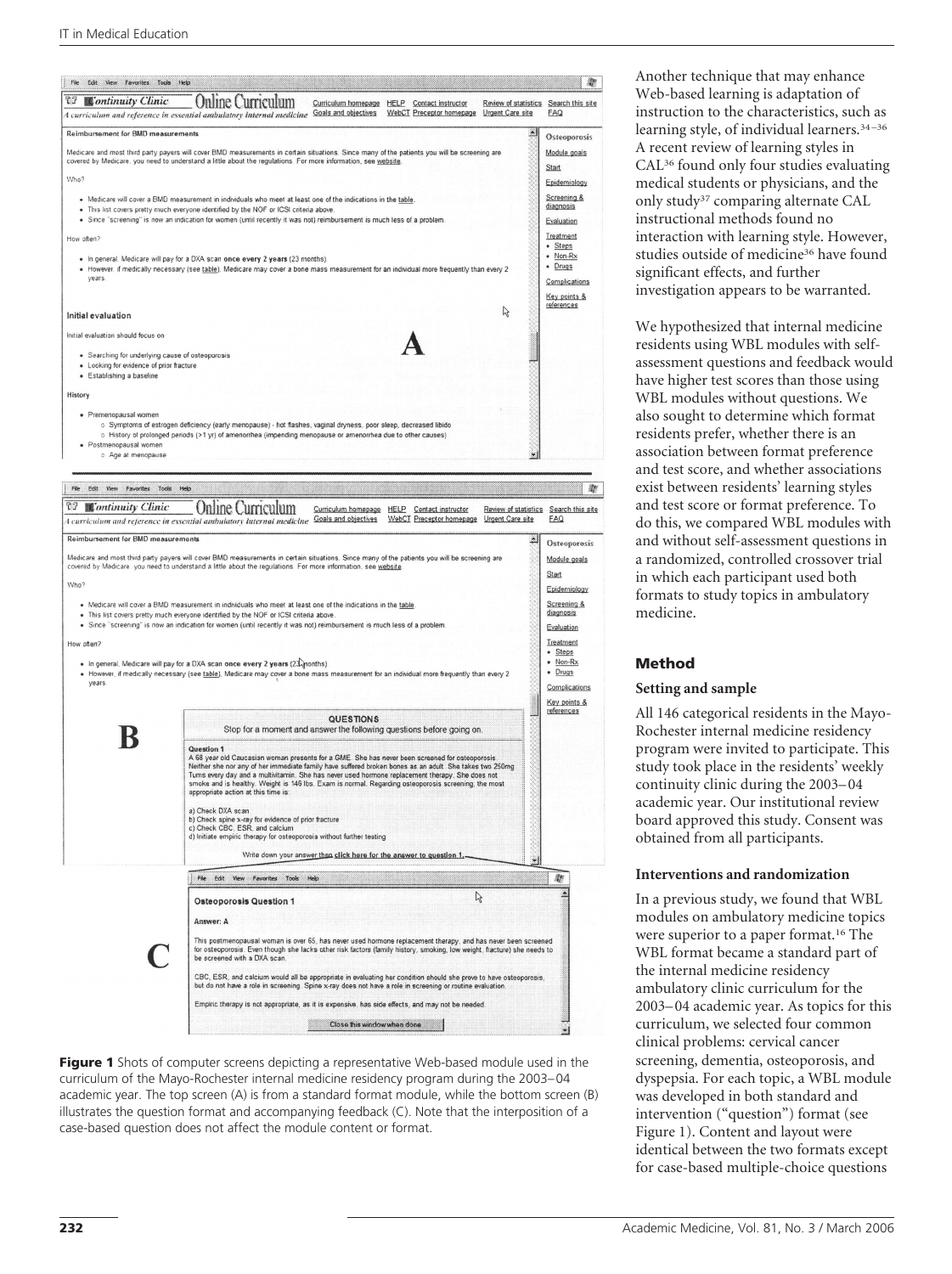**Figure 1** Shots of computer screens depicting a representative Web-based module used in the curriculum of the Mayo-Rochester internal medicine residency program during the 2003–04 academic year. The top screen (A) is from a standard format module, while the bottom screen (B) illustrates the question format and accompanying feedback (C). Note that the interposition of a case-based question does not affect the module content or format.

Another technique that may enhance Web-based learning is adaptation of instruction to the characteristics, such as learning style, of individual learners.[34–36] A recent review of learning styles in CAL[36] found only four studies evaluating medical students or physicians, and the only study[37] comparing alternate CAL instructional methods found no interaction with learning style. However, studies outside of medicine[36] have found significant effects, and further investigation appears to be warranted.

We hypothesized that internal medicine residents using WBL modules with self-assessment questions and feedback would have higher test scores than those using WBL modules without questions. We also sought to determine which format residents prefer, whether there is an association between format preference and test score, and whether associations exist between residents' learning styles and test score or format preference. To do this, we compared WBL modules with and without self-assessment questions in a randomized, controlled crossover trial in which each participant used both formats to study topics in ambulatory medicine.

## Method

### Setting and sample

All 146 categorical residents in the Mayo-Rochester internal medicine residency program were invited to participate. This study took place in the residents' weekly continuity clinic during the 2003–04 academic year. Our institutional review board approved this study. Consent was obtained from all participants.

### Interventions and randomization

In a previous study, we found that WBL modules on ambulatory medicine topics were superior to a paper format.[16] The WBL format became a standard part of the internal medicine residency ambulatory clinic curriculum for the 2003–04 academic year. As topics for this curriculum, we selected four common clinical problems: cervical cancer screening, dementia, osteoporosis, and dyspepsia. For each topic, a WBL module was developed in both standard and intervention ("question") format (see Figure 1). Content and layout were identical between the two formats except for case-based multiple-choice questions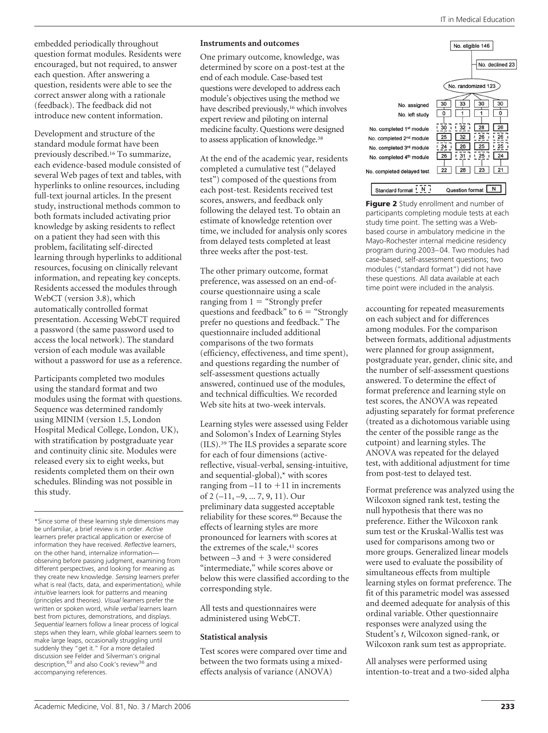embedded periodically throughout question format modules. Residents were encouraged, but not required, to answer each question. After answering a question, residents were able to see the correct answer along with a rationale (feedback). The feedback did not introduce new content information.

Development and structure of the standard module format have been previously described.[16] To summarize, each evidence-based module consisted of several Web pages of text and tables, with hyperlinks to online resources, including full-text journal articles. In the present study, instructional methods common to both formats included activating prior knowledge by asking residents to reflect on a patient they had seen with this problem, facilitating self-directed learning through hyperlinks to additional resources, focusing on clinically relevant information, and repeating key concepts. Residents accessed the modules through WebCT (version 3.8), which automatically controlled format presentation. Accessing WebCT required a password (the same password used to access the local network). The standard version of each module was available without a password for use as a reference.

Participants completed two modules using the standard format and two modules using the format with questions. Sequence was determined randomly using MINIM (version 1.5, London Hospital Medical College, London, UK), with stratification by postgraduate year and continuity clinic site. Modules were released every six to eight weeks, but residents completed them on their own schedules. Blinding was not possible in this study.

### Instruments and outcomes

One primary outcome, knowledge, was determined by score on a post-test at the end of each module. Case-based test questions were developed to address each module's objectives using the method we have described previously,[16] which involves expert review and piloting on internal medicine faculty. Questions were designed to assess application of knowledge.[38]

At the end of the academic year, residents completed a cumulative test ("delayed test") composed of the questions from each post-test. Residents received test scores, answers, and feedback only following the delayed test. To obtain an estimate of knowledge retention over time, we included for analysis only scores from delayed tests completed at least three weeks after the post-test.

The other primary outcome, format preference, was assessed on an end-of-course questionnaire using a scale ranging from 1 = "Strongly prefer questions and feedback" to 6 = "Strongly prefer no questions and feedback." The questionnaire included additional comparisons of the two formats (efficiency, effectiveness, and time spent), and questions regarding the number of self-assessment questions actually answered, continued use of the modules, and technical difficulties. We recorded Web site hits at two-week intervals.

Learning styles were assessed using Felder and Solomon's Index of Learning Styles (ILS).[39] The ILS provides a separate score for each of four dimensions (active-reflective, visual-verbal, sensing-intuitive, and sequential-global),* with scores ranging from –11 to +11 in increments of 2 (–11, –9, ... 7, 9, 11). Our preliminary data suggested acceptable reliability for these scores.[40] Because the effects of learning styles are more pronounced for learners with scores at the extremes of the scale,[41] scores between –3 and + 3 were considered "intermediate," while scores above or below this were classified according to the corresponding style.

All tests and questionnaires were administered using WebCT.

### Statistical analysis

Test scores were compared over time and between the two formats using a mixed-effects analysis of variance (ANOVA) accounting for repeated measurements on each subject and for differences among modules. For the comparison between formats, additional adjustments were planned for group assignment, postgraduate year, gender, clinic site, and the number of self-assessment questions answered. To determine the effect of format preference and learning style on test scores, the ANOVA was repeated adjusting separately for format preference (treated as a dichotomous variable using the center of the possible range as the cutpoint) and learning styles. The ANOVA was repeated for the delayed test, with additional adjustment for time from post-test to delayed test.

Format preference was analyzed using the Wilcoxon signed rank test, testing the null hypothesis that there was no preference. Either the Wilcoxon rank sum test or the Kruskal-Wallis test was used for comparisons among two or more groups. Generalized linear models were used to evaluate the possibility of simultaneous effects from multiple learning styles on format preference. The fit of this parametric model was assessed and deemed adequate for analysis of this ordinal variable. Other questionnaire responses were analyzed using the Student's *t*, Wilcoxon signed-rank, or Wilcoxon rank sum test as appropriate.

All analyses were performed using intention-to-treat and a two-sided alpha

No. eligible 146 → No. declined 23 → No. randomized 123

| | | | | |
|---|---|---|---|---|
| No. assigned | 30 | 33 | 30 | 30 |
| No. left study | 0 | 1 | 1 | 0 |
| No. completed 1st module | 30 | 32 | 28 | 26 |
| No. completed 2nd module | 25 | 32 | 26 | 26 |
| No. completed 3rd module | 24 | 26 | 25 | 25 |
| No. completed 4th module | 26 | 31 | 25 | 24 |
| No. completed delayed test | 22 | 28 | 23 | 21 |

Standard format [N] (dashed box) Question format [N] (solid box)

**Figure 2** Study enrollment and number of participants completing module tests at each study time point. The setting was a Web-based course in ambulatory medicine in the Mayo-Rochester internal medicine residency program during 2003–04. Two modules had case-based, self-assessment questions; two modules ("standard format") did not have these questions. All data available at each time point were included in the analysis.

---

*Since some of these learning style dimensions may be unfamiliar, a brief review is in order. *Active* learners prefer practical application or exercise of information they have received. *Reflective* learners, on the other hand, internalize information—observing before passing judgment, examining from different perspectives, and looking for meaning as they create new knowledge. *Sensing* learners prefer what is real (facts, data, and experimentation), while *intuitive* learners look for patterns and meaning (principles and theories). *Visual* learners prefer the written or spoken word, while *verbal* learners learn best from pictures, demonstrations, and displays. *Sequential* learners follow a linear process of logical steps when they learn, while *global* learners seem to make large leaps, occasionally struggling until suddenly they "get it." For a more detailed discussion see Felder and Silverman's original description,[63] and also Cook's review[36] and accompanying references.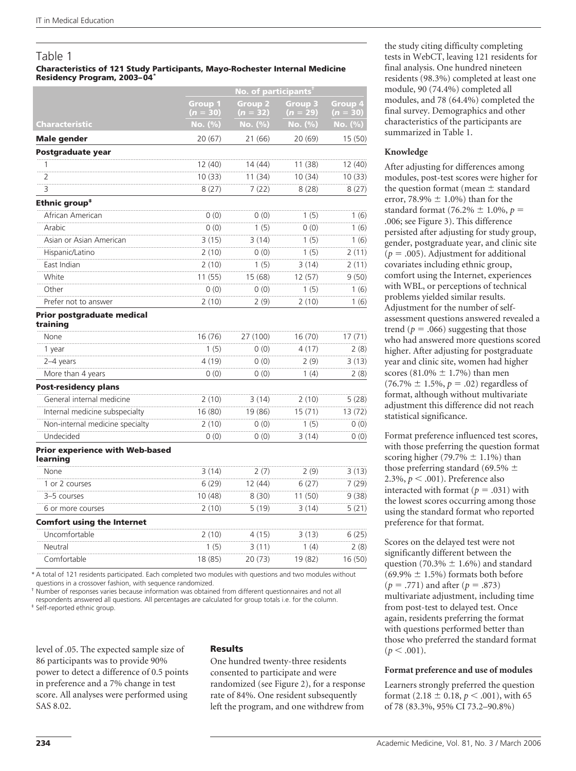## Table 1

**Characteristics of 121 Study Participants, Mayo-Rochester Internal Medicine Residency Program, 2003–04***

| | No. of participants† | | | |
|---|---|---|---|---|
| | Group 1 (n = 30) | Group 2 (n = 32) | Group 3 (n = 29) | Group 4 (n = 30) |
| **Characteristic** | No. (%) | No. (%) | No. (%) | No. (%) |
| **Male gender** | 20 (67) | 21 (66) | 20 (69) | 15 (50) |
| **Postgraduate year** | | | | |
| 1 | 12 (40) | 14 (44) | 11 (38) | 12 (40) |
| 2 | 10 (33) | 11 (34) | 10 (34) | 10 (33) |
| 3 | 8 (27) | 7 (22) | 8 (28) | 8 (27) |
| **Ethnic group‡** | | | | |
| African American | 0 (0) | 0 (0) | 1 (5) | 1 (6) |
| Arabic | 0 (0) | 1 (5) | 0 (0) | 1 (6) |
| Asian or Asian American | 3 (15) | 3 (14) | 1 (5) | 1 (6) |
| Hispanic/Latino | 2 (10) | 0 (0) | 1 (5) | 2 (11) |
| East Indian | 2 (10) | 1 (5) | 3 (14) | 2 (11) |
| White | 11 (55) | 15 (68) | 12 (57) | 9 (50) |
| Other | 0 (0) | 0 (0) | 1 (5) | 1 (6) |
| Prefer not to answer | 2 (10) | 2 (9) | 2 (10) | 1 (6) |
| **Prior postgraduate medical training** | | | | |
| None | 16 (76) | 27 (100) | 16 (70) | 17 (71) |
| 1 year | 1 (5) | 0 (0) | 4 (17) | 2 (8) |
| 2–4 years | 4 (19) | 0 (0) | 2 (9) | 3 (13) |
| More than 4 years | 0 (0) | 0 (0) | 1 (4) | 2 (8) |
| **Post-residency plans** | | | | |
| General internal medicine | 2 (10) | 3 (14) | 2 (10) | 5 (28) |
| Internal medicine subspecialty | 16 (80) | 19 (86) | 15 (71) | 13 (72) |
| Non-internal medicine specialty | 2 (10) | 0 (0) | 1 (5) | 0 (0) |
| Undecided | 0 (0) | 0 (0) | 3 (14) | 0 (0) |
| **Prior experience with Web-based learning** | | | | |
| None | 3 (14) | 2 (7) | 2 (9) | 3 (13) |
| 1 or 2 courses | 6 (29) | 12 (44) | 6 (27) | 7 (29) |
| 3–5 courses | 10 (48) | 8 (30) | 11 (50) | 9 (38) |
| 6 or more courses | 2 (10) | 5 (19) | 3 (14) | 5 (21) |
| **Comfort using the Internet** | | | | |
| Uncomfortable | 2 (10) | 4 (15) | 3 (13) | 6 (25) |
| Neutral | 1 (5) | 3 (11) | 1 (4) | 2 (8) |
| Comfortable | 18 (85) | 20 (73) | 19 (82) | 16 (50) |

\* A total of 121 residents participated. Each completed two modules with questions and two modules without questions in a crossover fashion, with sequence randomized.
† Number of responses varies because information was obtained from different questionnaires and not all respondents answered all questions. All percentages are calculated for group totals i.e. for the column.
‡ Self-reported ethnic group.

level of .05. The expected sample size of 86 participants was to provide 90% power to detect a difference of 0.5 points in preference and a 7% change in test score. All analyses were performed using SAS 8.02.

### Results

One hundred twenty-three residents consented to participate and were randomized (see Figure 2), for a response rate of 84%. One resident subsequently left the program, and one withdrew from the study citing difficulty completing tests in WebCT, leaving 121 residents for final analysis. One hundred nineteen residents (98.3%) completed at least one module, 90 (74.4%) completed all modules, and 78 (64.4%) completed the final survey. Demographics and other characteristics of the participants are summarized in Table 1.

#### Knowledge

After adjusting for differences among modules, post-test scores were higher for the question format (mean ± standard error, 78.9% ± 1.0%) than for the standard format (76.2% ± 1.0%, $p = .006$; see Figure 3). This difference persisted after adjusting for study group, gender, postgraduate year, and clinic site ($p = .005$). Adjustment for additional covariates including ethnic group, comfort using the Internet, experiences with WBL, or perceptions of technical problems yielded similar results. Adjustment for the number of self-assessment questions answered revealed a trend ($p = .066$) suggesting that those who had answered more questions scored higher. After adjusting for postgraduate year and clinic site, women had higher scores (81.0% ± 1.7%) than men (76.7% ± 1.5%, $p = .02$) regardless of format, although without multivariate adjustment this difference did not reach statistical significance.

Format preference influenced test scores, with those preferring the question format scoring higher (79.7% ± 1.1%) than those preferring standard (69.5% ± 2.3%, $p < .001$). Preference also interacted with format ($p = .031$) with the lowest scores occurring among those using the standard format who reported preference for that format.

Scores on the delayed test were not significantly different between the question (70.3% ± 1.6%) and standard (69.9% ± 1.5%) formats both before ($p = .771$) and after ($p = .873$) multivariate adjustment, including time from post-test to delayed test. Once again, residents preferring the format with questions performed better than those who preferred the standard format ($p < .001$).

#### Format preference and use of modules

Learners strongly preferred the question format (2.18 ± 0.18, $p < .001$), with 65 of 78 (83.3%, 95% CI 73.2–90.8%)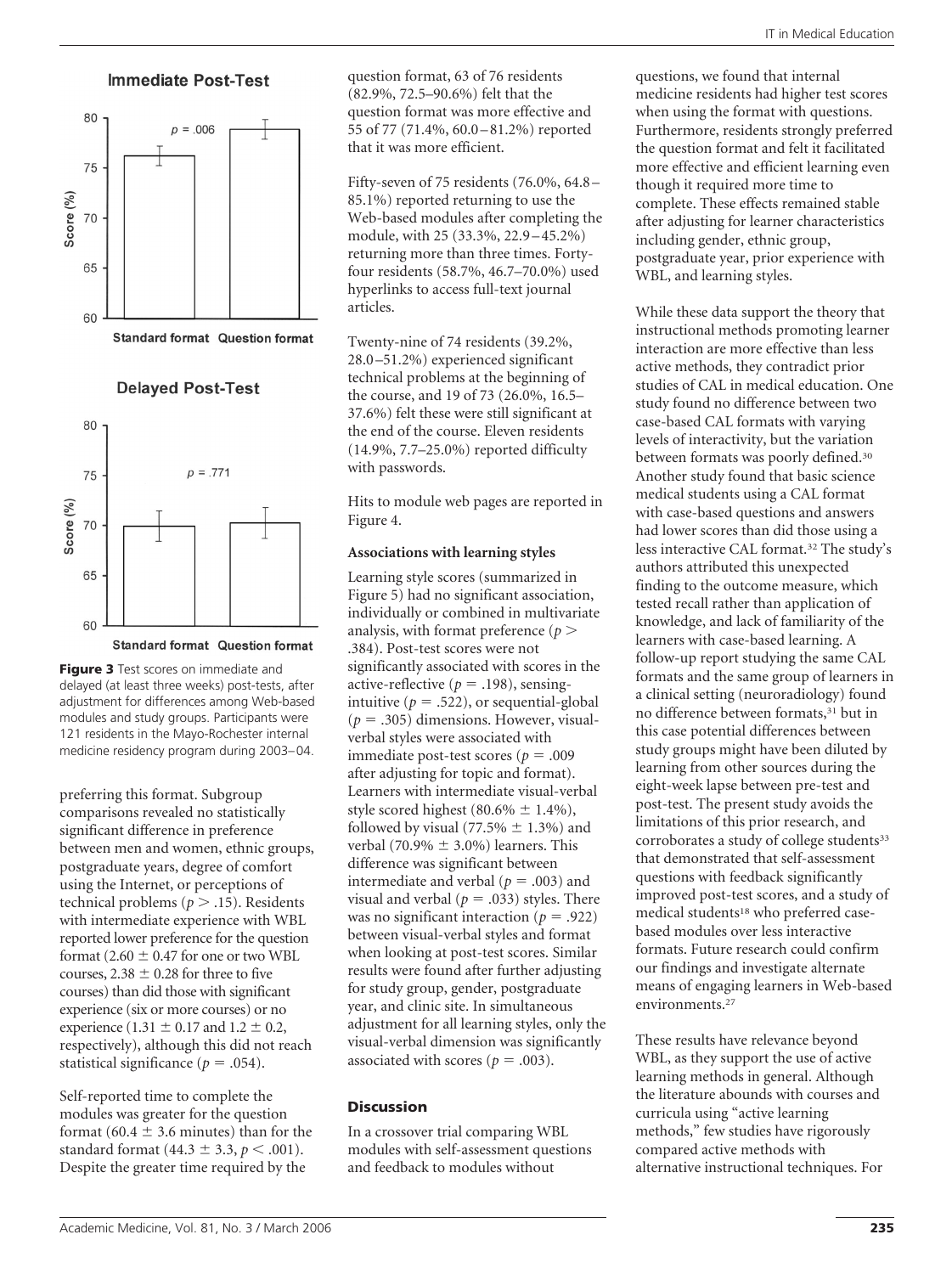**Figure 3** Test scores on immediate and delayed (at least three weeks) post-tests, after adjustment for differences among Web-based modules and study groups. Participants were 121 residents in the Mayo-Rochester internal medicine residency program during 2003–04.

preferring this format. Subgroup comparisons revealed no statistically significant difference in preference between men and women, ethnic groups, postgraduate years, degree of comfort using the Internet, or perceptions of technical problems ($p > .15$). Residents with intermediate experience with WBL reported lower preference for the question format ($2.60 \pm 0.47$ for one or two WBL courses, $2.38 \pm 0.28$ for three to five courses) than did those with significant experience (six or more courses) or no experience ($1.31 \pm 0.17$ and $1.2 \pm 0.2$, respectively), although this did not reach statistical significance ($p = .054$).

Self-reported time to complete the modules was greater for the question format ($60.4 \pm 3.6$ minutes) than for the standard format ($44.3 \pm 3.3$, $p < .001$). Despite the greater time required by the question format, 63 of 76 residents (82.9%, 72.5–90.6%) felt that the question format was more effective and 55 of 77 (71.4%, 60.0–81.2%) reported that it was more efficient.

Fifty-seven of 75 residents (76.0%, 64.8–85.1%) reported returning to use the Web-based modules after completing the module, with 25 (33.3%, 22.9–45.2%) returning more than three times. Forty-four residents (58.7%, 46.7–70.0%) used hyperlinks to access full-text journal articles.

Twenty-nine of 74 residents (39.2%, 28.0–51.2%) experienced significant technical problems at the beginning of the course, and 19 of 73 (26.0%, 16.5–37.6%) felt these were still significant at the end of the course. Eleven residents (14.9%, 7.7–25.0%) reported difficulty with passwords.

Hits to module web pages are reported in Figure 4.

**Associations with learning styles**

Learning style scores (summarized in Figure 5) had no significant association, individually or combined in multivariate analysis, with format preference ($p > .384$). Post-test scores were not significantly associated with scores in the active-reflective ($p = .198$), sensing-intuitive ($p = .522$), or sequential-global ($p = .305$) dimensions. However, visual-verbal styles were associated with immediate post-test scores ($p = .009$ after adjusting for topic and format). Learners with intermediate visual-verbal style scored highest ($80.6\% \pm 1.4\%$), followed by visual ($77.5\% \pm 1.3\%$) and verbal ($70.9\% \pm 3.0\%$) learners. This difference was significant between intermediate and verbal ($p = .003$) and visual and verbal ($p = .033$) styles. There was no significant interaction ($p = .922$) between visual-verbal styles and format when looking at post-test scores. Similar results were found after further adjusting for study group, gender, postgraduate year, and clinic site. In simultaneous adjustment for all learning styles, only the visual-verbal dimension was significantly associated with scores ($p = .003$).

## Discussion

In a crossover trial comparing WBL modules with self-assessment questions and feedback to modules without questions, we found that internal medicine residents had higher test scores when using the format with questions. Furthermore, residents strongly preferred the question format and felt it facilitated more effective and efficient learning even though it required more time to complete. These effects remained stable after adjusting for learner characteristics including gender, ethnic group, postgraduate year, prior experience with WBL, and learning styles.

While these data support the theory that instructional methods promoting learner interaction are more effective than less active methods, they contradict prior studies of CAL in medical education. One study found no difference between two case-based CAL formats with varying levels of interactivity, but the variation between formats was poorly defined.[30] Another study found that basic science medical students using a CAL format with case-based questions and answers had lower scores than did those using a less interactive CAL format.[32] The study's authors attributed this unexpected finding to the outcome measure, which tested recall rather than application of knowledge, and lack of familiarity of the learners with case-based learning. A follow-up report studying the same CAL formats and the same group of learners in a clinical setting (neuroradiology) found no difference between formats,[31] but in this case potential differences between study groups might have been diluted by learning from other sources during the eight-week lapse between pre-test and post-test. The present study avoids the limitations of this prior research, and corroborates a study of college students[33] that demonstrated that self-assessment questions with feedback significantly improved post-test scores, and a study of medical students[18] who preferred case-based modules over less interactive formats. Future research could confirm our findings and investigate alternate means of engaging learners in Web-based environments.[27]

These results have relevance beyond WBL, as they support the use of active learning methods in general. Although the literature abounds with courses and curricula using "active learning methods," few studies have rigorously compared active methods with alternative instructional techniques. For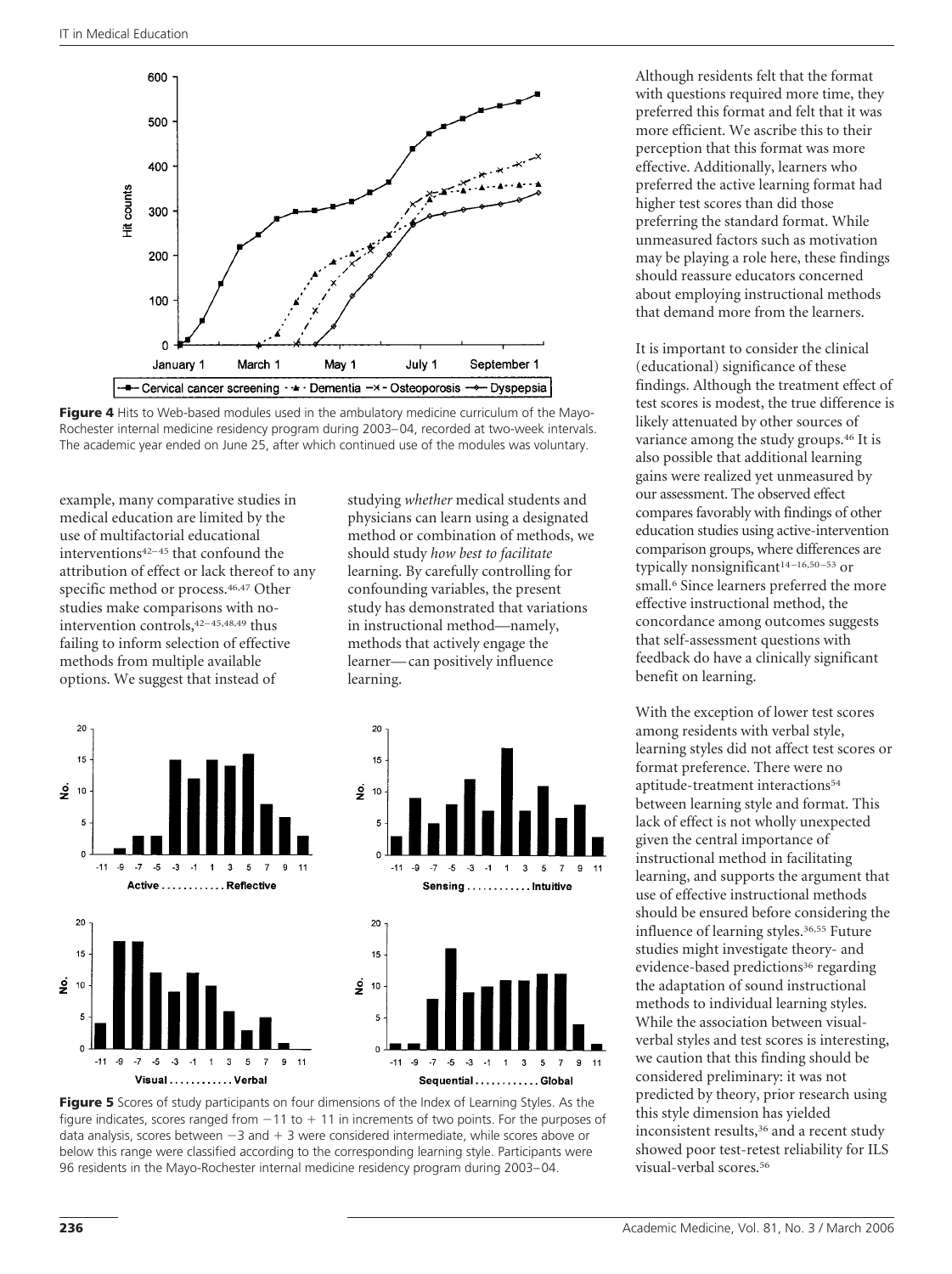**Figure 4** Hits to Web-based modules used in the ambulatory medicine curriculum of the Mayo-Rochester internal medicine residency program during 2003–04, recorded at two-week intervals. The academic year ended on June 25, after which continued use of the modules was voluntary.

example, many comparative studies in medical education are limited by the use of multifactorial educational interventions[42–45] that confound the attribution of effect or lack thereof to any specific method or process.[46,47] Other studies make comparisons with no-intervention controls,[42–45,48,49] thus failing to inform selection of effective methods from multiple available options. We suggest that instead of studying *whether* medical students and physicians can learn using a designated method or combination of methods, we should study *how best to facilitate* learning. By carefully controlling for confounding variables, the present study has demonstrated that variations in instructional method—namely, methods that actively engage the learner—can positively influence learning.

**Figure 5** Scores of study participants on four dimensions of the Index of Learning Styles. As the figure indicates, scores ranged from −11 to + 11 in increments of two points. For the purposes of data analysis, scores between −3 and + 3 were considered intermediate, while scores above or below this range were classified according to the corresponding learning style. Participants were 96 residents in the Mayo-Rochester internal medicine residency program during 2003–04.

Although residents felt that the format with questions required more time, they preferred this format and felt that it was more efficient. We ascribe this to their perception that this format was more effective. Additionally, learners who preferred the active learning format had higher test scores than did those preferring the standard format. While unmeasured factors such as motivation may be playing a role here, these findings should reassure educators concerned about employing instructional methods that demand more from the learners.

It is important to consider the clinical (educational) significance of these findings. Although the treatment effect of test scores is modest, the true difference is likely attenuated by other sources of variance among the study groups.[46] It is also possible that additional learning gains were realized yet unmeasured by our assessment. The observed effect compares favorably with findings of other education studies using active-intervention comparison groups, where differences are typically nonsignificant[14–16,50–53] or small.[6] Since learners preferred the more effective instructional method, the concordance among outcomes suggests that self-assessment questions with feedback do have a clinically significant benefit on learning.

With the exception of lower test scores among residents with verbal style, learning styles did not affect test scores or format preference. There were no aptitude-treatment interactions[54] between learning style and format. This lack of effect is not wholly unexpected given the central importance of instructional method in facilitating learning, and supports the argument that use of effective instructional methods should be ensured before considering the influence of learning styles.[36,55] Future studies might investigate theory- and evidence-based predictions[36] regarding the adaptation of sound instructional methods to individual learning styles. While the association between visual-verbal styles and test scores is interesting, we caution that this finding should be considered preliminary: it was not predicted by theory, prior research using this style dimension has yielded inconsistent results,[36] and a recent study showed poor test-retest reliability for ILS visual-verbal scores.[56]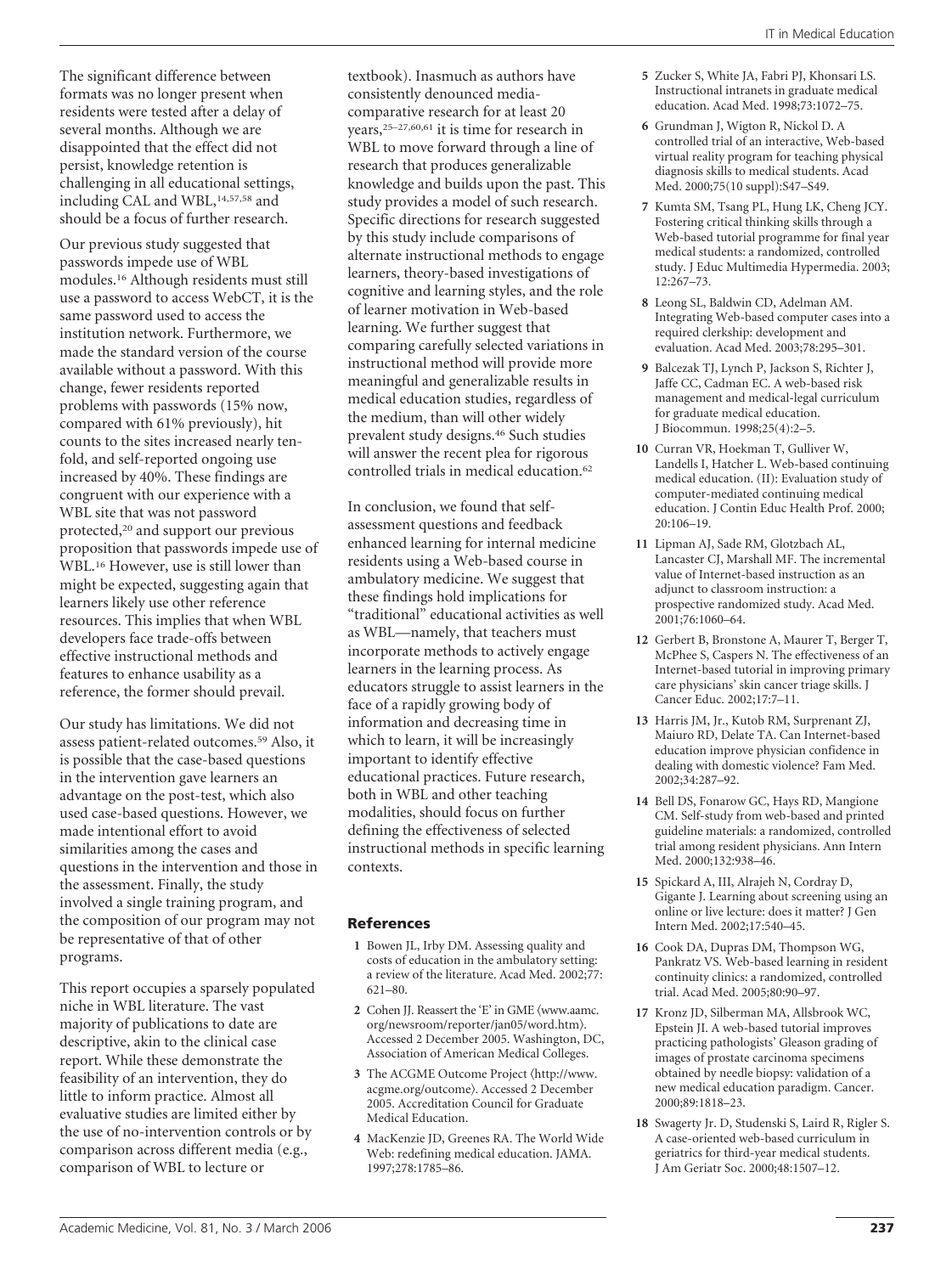The significant difference between formats was no longer present when residents were tested after a delay of several months. Although we are disappointed that the effect did not persist, knowledge retention is challenging in all educational settings, including CAL and WBL,[14,57,58] and should be a focus of further research.

Our previous study suggested that passwords impede use of WBL modules.[16] Although residents must still use a password to access WebCT, it is the same password used to access the institution network. Furthermore, we made the standard version of the course available without a password. With this change, fewer residents reported problems with passwords (15% now, compared with 61% previously), hit counts to the sites increased nearly ten-fold, and self-reported ongoing use increased by 40%. These findings are congruent with our experience with a WBL site that was not password protected,[20] and support our previous proposition that passwords impede use of WBL.[16] However, use is still lower than might be expected, suggesting again that learners likely use other reference resources. This implies that when WBL developers face trade-offs between effective instructional methods and features to enhance usability as a reference, the former should prevail.

Our study has limitations. We did not assess patient-related outcomes.[59] Also, it is possible that the case-based questions in the intervention gave learners an advantage on the post-test, which also used case-based questions. However, we made intentional effort to avoid similarities among the cases and questions in the intervention and those in the assessment. Finally, the study involved a single training program, and the composition of our program may not be representative of that of other programs.

This report occupies a sparsely populated niche in WBL literature. The vast majority of publications to date are descriptive, akin to the clinical case report. While these demonstrate the feasibility of an intervention, they do little to inform practice. Almost all evaluative studies are limited either by the use of no-intervention controls or by comparison across different media (e.g., comparison of WBL to lecture or textbook). Inasmuch as authors have consistently denounced media-comparative research for at least 20 years,[25–27,60,61] it is time for research in WBL to move forward through a line of research that produces generalizable knowledge and builds upon the past. This study provides a model of such research. Specific directions for research suggested by this study include comparisons of alternate instructional methods to engage learners, theory-based investigations of cognitive and learning styles, and the role of learner motivation in Web-based learning. We further suggest that comparing carefully selected variations in instructional method will provide more meaningful and generalizable results in medical education studies, regardless of the medium, than will other widely prevalent study designs.[46] Such studies will answer the recent plea for rigorous controlled trials in medical education.[62]

In conclusion, we found that self-assessment questions and feedback enhanced learning for internal medicine residents using a Web-based course in ambulatory medicine. We suggest that these findings hold implications for "traditional" educational activities as well as WBL—namely, that teachers must incorporate methods to actively engage learners in the learning process. As educators struggle to assist learners in the face of a rapidly growing body of information and decreasing time in which to learn, it will be increasingly important to identify effective educational practices. Future research, both in WBL and other teaching modalities, should focus on further defining the effectiveness of selected instructional methods in specific learning contexts.

## References

1 Bowen JL, Irby DM. Assessing quality and costs of education in the ambulatory setting: a review of the literature. Acad Med. 2002;77:621–80.

2 Cohen JJ. Reassert the 'E' in GME ⟨www.aamc.org/newsroom/reporter/jan05/word.htm⟩. Accessed 2 December 2005. Washington, DC, Association of American Medical Colleges.

3 The ACGME Outcome Project ⟨http://www.acgme.org/outcome⟩. Accessed 2 December 2005. Accreditation Council for Graduate Medical Education.

4 MacKenzie JD, Greenes RA. The World Wide Web: redefining medical education. JAMA. 1997;278:1785–86.

5 Zucker S, White JA, Fabri PJ, Khonsari LS. Instructional intranets in graduate medical education. Acad Med. 1998;73:1072–75.

6 Grundman J, Wigton R, Nickol D. A controlled trial of an interactive, Web-based virtual reality program for teaching physical diagnosis skills to medical students. Acad Med. 2000;75(10 suppl):S47–S49.

7 Kumta SM, Tsang PL, Hung LK, Cheng JCY. Fostering critical thinking skills through a Web-based tutorial programme for final year medical students: a randomized, controlled study. J Educ Multimedia Hypermedia. 2003;12:267–73.

8 Leong SL, Baldwin CD, Adelman AM. Integrating Web-based computer cases into a required clerkship: development and evaluation. Acad Med. 2003;78:295–301.

9 Balcezak TJ, Lynch P, Jackson S, Richter J, Jaffe CC, Cadman EC. A web-based risk management and medical-legal curriculum for graduate medical education. J Biocommun. 1998;25(4):2–5.

10 Curran VR, Hoekman T, Gulliver W, Landells I, Hatcher L. Web-based continuing medical education. (II): Evaluation study of computer-mediated continuing medical education. J Contin Educ Health Prof. 2000;20:106–19.

11 Lipman AJ, Sade RM, Glotzbach AL, Lancaster CJ, Marshall MF. The incremental value of Internet-based instruction as an adjunct to classroom instruction: a prospective randomized study. Acad Med. 2001;76:1060–64.

12 Gerbert B, Bronstone A, Maurer T, Berger T, McPhee S, Caspers N. The effectiveness of an Internet-based tutorial in improving primary care physicians' skin cancer triage skills. J Cancer Educ. 2002;17:7–11.

13 Harris JM, Jr., Kutob RM, Surprenant ZJ, Maiuro RD, Delate TA. Can Internet-based education improve physician confidence in dealing with domestic violence? Fam Med. 2002;34:287–92.

14 Bell DS, Fonarow GC, Hays RD, Mangione CM. Self-study from web-based and printed guideline materials: a randomized, controlled trial among resident physicians. Ann Intern Med. 2000;132:938–46.

15 Spickard A, III, Alrajeh N, Cordray D, Gigante J. Learning about screening using an online or live lecture: does it matter? J Gen Intern Med. 2002;17:540–45.

16 Cook DA, Dupras DM, Thompson WG, Pankratz VS. Web-based learning in resident continuity clinics: a randomized, controlled trial. Acad Med. 2005;80:90–97.

17 Kronz JD, Silberman MA, Allsbrook WC, Epstein JI. A web-based tutorial improves practicing pathologists' Gleason grading of images of prostate carcinoma specimens obtained by needle biopsy: validation of a new medical education paradigm. Cancer. 2000;89:1818–23.

18 Swagerty Jr. D, Studenski S, Laird R, Rigler S. A case-oriented web-based curriculum in geriatrics for third-year medical students. J Am Geriatr Soc. 2000;48:1507–12.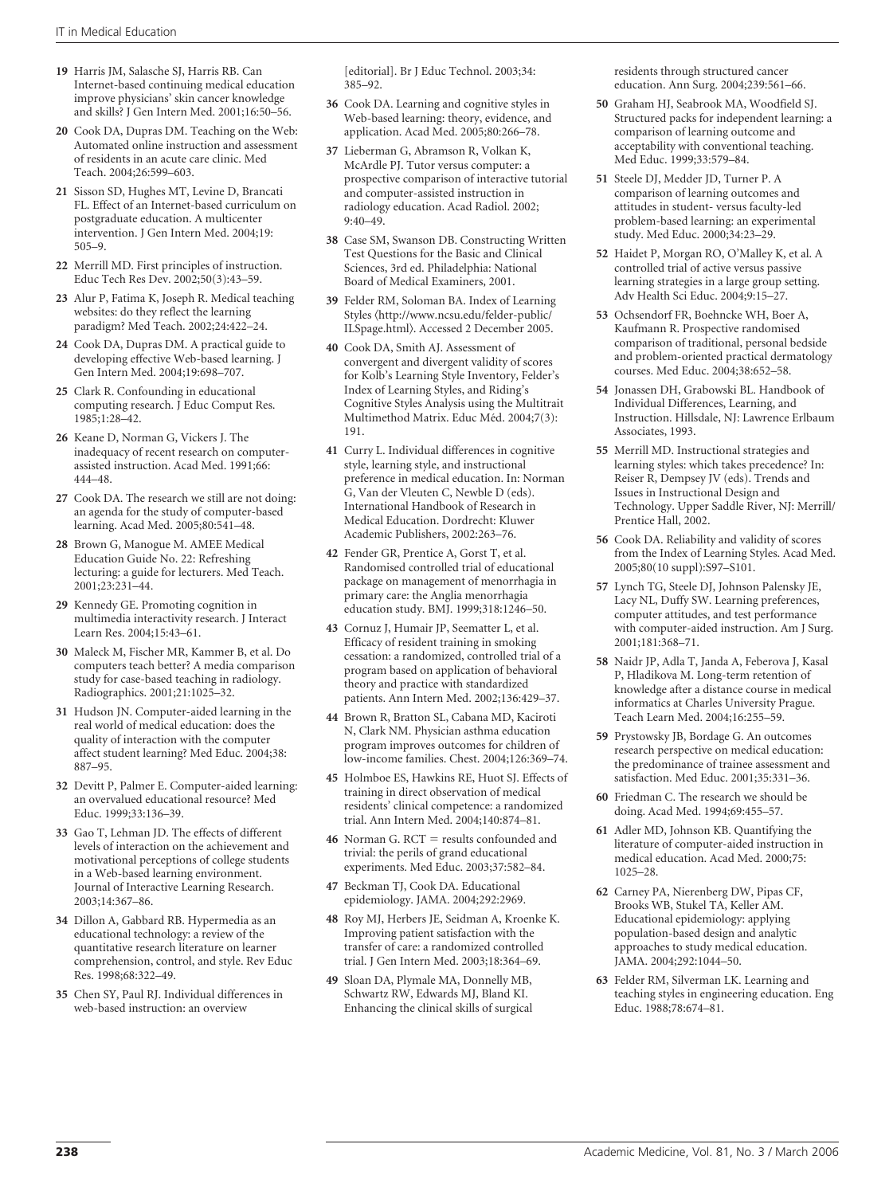19 Harris JM, Salasche SJ, Harris RB. Can Internet-based continuing medical education improve physicians' skin cancer knowledge and skills? J Gen Intern Med. 2001;16:50–56.

20 Cook DA, Dupras DM. Teaching on the Web: Automated online instruction and assessment of residents in an acute care clinic. Med Teach. 2004;26:599–603.

21 Sisson SD, Hughes MT, Levine D, Brancati FL. Effect of an Internet-based curriculum on postgraduate education. A multicenter intervention. J Gen Intern Med. 2004;19: 505–9.

22 Merrill MD. First principles of instruction. Educ Tech Res Dev. 2002;50(3):43–59.

23 Alur P, Fatima K, Joseph R. Medical teaching websites: do they reflect the learning paradigm? Med Teach. 2002;24:422–24.

24 Cook DA, Dupras DM. A practical guide to developing effective Web-based learning. J Gen Intern Med. 2004;19:698–707.

25 Clark R. Confounding in educational computing research. J Educ Comput Res. 1985;1:28–42.

26 Keane D, Norman G, Vickers J. The inadequacy of recent research on computer-assisted instruction. Acad Med. 1991;66: 444–48.

27 Cook DA. The research we still are not doing: an agenda for the study of computer-based learning. Acad Med. 2005;80:541–48.

28 Brown G, Manogue M. AMEE Medical Education Guide No. 22: Refreshing lecturing: a guide for lecturers. Med Teach. 2001;23:231–44.

29 Kennedy GE. Promoting cognition in multimedia interactivity research. J Interact Learn Res. 2004;15:43–61.

30 Maleck M, Fischer MR, Kammer B, et al. Do computers teach better? A media comparison study for case-based teaching in radiology. Radiographics. 2001;21:1025–32.

31 Hudson JN. Computer-aided learning in the real world of medical education: does the quality of interaction with the computer affect student learning? Med Educ. 2004;38: 887–95.

32 Devitt P, Palmer E. Computer-aided learning: an overvalued educational resource? Med Educ. 1999;33:136–39.

33 Gao T, Lehman JD. The effects of different levels of interaction on the achievement and motivational perceptions of college students in a Web-based learning environment. Journal of Interactive Learning Research. 2003;14:367–86.

34 Dillon A, Gabbard RB. Hypermedia as an educational technology: a review of the quantitative research literature on learner comprehension, control, and style. Rev Educ Res. 1998;68:322–49.

35 Chen SY, Paul RJ. Individual differences in web-based instruction: an overview [editorial]. Br J Educ Technol. 2003;34: 385–92.

36 Cook DA. Learning and cognitive styles in Web-based learning: theory, evidence, and application. Acad Med. 2005;80:266–78.

37 Lieberman G, Abramson R, Volkan K, McArdle PJ. Tutor versus computer: a prospective comparison of interactive tutorial and computer-assisted instruction in radiology education. Acad Radiol. 2002; 9:40–49.

38 Case SM, Swanson DB. Constructing Written Test Questions for the Basic and Clinical Sciences, 3rd ed. Philadelphia: National Board of Medical Examiners, 2001.

39 Felder RM, Soloman BA. Index of Learning Styles ⟨http://www.ncsu.edu/felder-public/ILSpage.html⟩. Accessed 2 December 2005.

40 Cook DA, Smith AJ. Assessment of convergent and divergent validity of scores for Kolb's Learning Style Inventory, Felder's Index of Learning Styles, and Riding's Cognitive Styles Analysis using the Multitrait Multimethod Matrix. Educ Méd. 2004;7(3): 191.

41 Curry L. Individual differences in cognitive style, learning style, and instructional preference in medical education. In: Norman G, Van der Vleuten C, Newble D (eds). International Handbook of Research in Medical Education. Dordrecht: Kluwer Academic Publishers, 2002:263–76.

42 Fender GR, Prentice A, Gorst T, et al. Randomised controlled trial of educational package on management of menorrhagia in primary care: the Anglia menorrhagia education study. BMJ. 1999;318:1246–50.

43 Cornuz J, Humair JP, Seematter L, et al. Efficacy of resident training in smoking cessation: a randomized, controlled trial of a program based on application of behavioral theory and practice with standardized patients. Ann Intern Med. 2002;136:429–37.

44 Brown R, Bratton SL, Cabana MD, Kaciroti N, Clark NM. Physician asthma education program improves outcomes for children of low-income families. Chest. 2004;126:369–74.

45 Holmboe ES, Hawkins RE, Huot SJ. Effects of training in direct observation of medical residents' clinical competence: a randomized trial. Ann Intern Med. 2004;140:874–81.

46 Norman G. RCT = results confounded and trivial: the perils of grand educational experiments. Med Educ. 2003;37:582–84.

47 Beckman TJ, Cook DA. Educational epidemiology. JAMA. 2004;292:2969.

48 Roy MJ, Herbers JE, Seidman A, Kroenke K. Improving patient satisfaction with the transfer of care: a randomized controlled trial. J Gen Intern Med. 2003;18:364–69.

49 Sloan DA, Plymale MA, Donnelly MB, Schwartz RW, Edwards MJ, Bland KI. Enhancing the clinical skills of surgical residents through structured cancer education. Ann Surg. 2004;239:561–66.

50 Graham HJ, Seabrook MA, Woodfield SJ. Structured packs for independent learning: a comparison of learning outcome and acceptability with conventional teaching. Med Educ. 1999;33:579–84.

51 Steele DJ, Medder JD, Turner P. A comparison of learning outcomes and attitudes in student- versus faculty-led problem-based learning: an experimental study. Med Educ. 2000;34:23–29.

52 Haidet P, Morgan RO, O'Malley K, et al. A controlled trial of active versus passive learning strategies in a large group setting. Adv Health Sci Educ. 2004;9:15–27.

53 Ochsendorf FR, Boehncke WH, Boer A, Kaufmann R. Prospective randomised comparison of traditional, personal bedside and problem-oriented practical dermatology courses. Med Educ. 2004;38:652–58.

54 Jonassen DH, Grabowski BL. Handbook of Individual Differences, Learning, and Instruction. Hillsdale, NJ: Lawrence Erlbaum Associates, 1993.

55 Merrill MD. Instructional strategies and learning styles: which takes precedence? In: Reiser R, Dempsey JV (eds). Trends and Issues in Instructional Design and Technology. Upper Saddle River, NJ: Merrill/ Prentice Hall, 2002.

56 Cook DA. Reliability and validity of scores from the Index of Learning Styles. Acad Med. 2005;80(10 suppl):S97–S101.

57 Lynch TG, Steele DJ, Johnson Palensky JE, Lacy NL, Duffy SW. Learning preferences, computer attitudes, and test performance with computer-aided instruction. Am J Surg. 2001;181:368–71.

58 Naidr JP, Adla T, Janda A, Feberova J, Kasal P, Hladikova M. Long-term retention of knowledge after a distance course in medical informatics at Charles University Prague. Teach Learn Med. 2004;16:255–59.

59 Prystowsky JB, Bordage G. An outcomes research perspective on medical education: the predominance of trainee assessment and satisfaction. Med Educ. 2001;35:331–36.

60 Friedman C. The research we should be doing. Acad Med. 1994;69:455–57.

61 Adler MD, Johnson KB. Quantifying the literature of computer-aided instruction in medical education. Acad Med. 2000;75: 1025–28.

62 Carney PA, Nierenberg DW, Pipas CF, Brooks WB, Stukel TA, Keller AM. Educational epidemiology: applying population-based design and analytic approaches to study medical education. JAMA. 2004;292:1044–50.

63 Felder RM, Silverman LK. Learning and teaching styles in engineering education. Eng Educ. 1988;78:674–81.